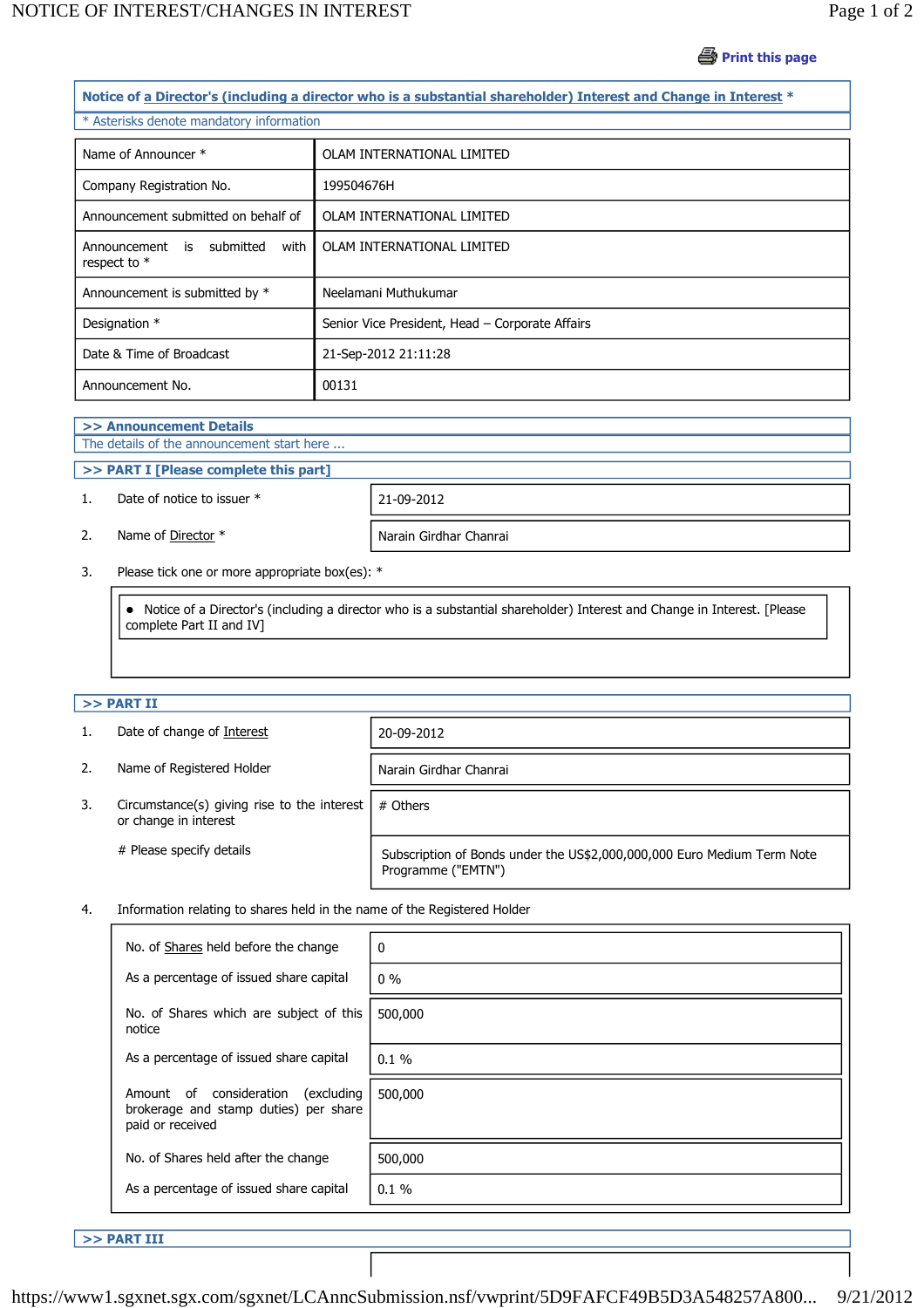## Notice of a Director's (including a director who is a substantial shareholder) Interest and Change in Interest *

* Asterisks denote mandatory information

| | |
|---|---|
| Name of Announcer * | OLAM INTERNATIONAL LIMITED |
| Company Registration No. | 199504676H |
| Announcement submitted on behalf of | OLAM INTERNATIONAL LIMITED |
| Announcement is submitted with respect to * | OLAM INTERNATIONAL LIMITED |
| Announcement is submitted by * | Neelamani Muthukumar |
| Designation * | Senior Vice President, Head – Corporate Affairs |
| Date & Time of Broadcast | 21-Sep-2012 21:11:28 |
| Announcement No. | 00131 |

### >> Announcement Details

The details of the announcement start here ...

### >> PART I [Please complete this part]

1. Date of notice to issuer *: 21-09-2012
2. Name of Director *: Narain Girdhar Chanrai
3. Please tick one or more appropriate box(es): *
   - Notice of a Director's (including a director who is a substantial shareholder) Interest and Change in Interest. [Please complete Part II and IV]

### >> PART II

1. Date of change of Interest: 20-09-2012
2. Name of Registered Holder: Narain Girdhar Chanrai
3. Circumstance(s) giving rise to the interest or change in interest: # Others

   # Please specify details: Subscription of Bonds under the US$2,000,000,000 Euro Medium Term Note Programme ("EMTN")
4. Information relating to shares held in the name of the Registered Holder

| | |
|---|---|
| No. of Shares held before the change | 0 |
| As a percentage of issued share capital | 0 % |
| No. of Shares which are subject of this notice | 500,000 |
| As a percentage of issued share capital | 0.1 % |
| Amount of consideration (excluding brokerage and stamp duties) per share paid or received | 500,000 |
| No. of Shares held after the change | 500,000 |
| As a percentage of issued share capital | 0.1 % |

### >> PART III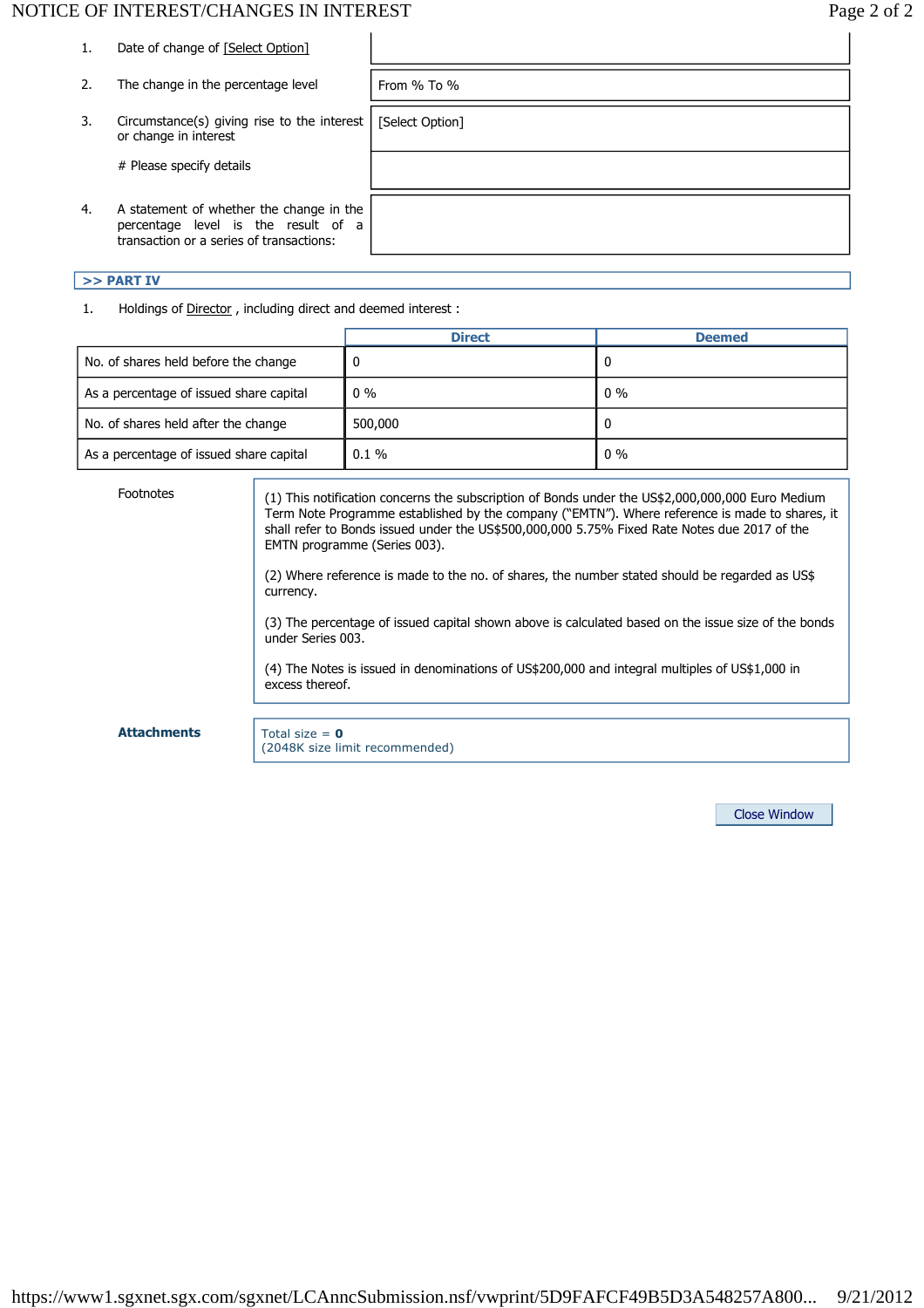1. Date of change of [Select Option]

2. The change in the percentage level: From % To %

3. Circumstance(s) giving rise to the interest or change in interest: [Select Option]

   # Please specify details

4. A statement of whether the change in the percentage level is the result of a transaction or a series of transactions:

## >> PART IV

1. Holdings of Director , including direct and deemed interest :

| | Direct | Deemed |
|---|---|---|
| No. of shares held before the change | 0 | 0 |
| As a percentage of issued share capital | 0 % | 0 % |
| No. of shares held after the change | 500,000 | 0 |
| As a percentage of issued share capital | 0.1 % | 0 % |

**Footnotes**

(1) This notification concerns the subscription of Bonds under the US$2,000,000,000 Euro Medium Term Note Programme established by the company ("EMTN"). Where reference is made to shares, it shall refer to Bonds issued under the US$500,000,000 5.75% Fixed Rate Notes due 2017 of the EMTN programme (Series 003).

(2) Where reference is made to the no. of shares, the number stated should be regarded as US$ currency.

(3) The percentage of issued capital shown above is calculated based on the issue size of the bonds under Series 003.

(4) The Notes is issued in denominations of US$200,000 and integral multiples of US$1,000 in excess thereof.

**Attachments**

Total size = **0**
(2048K size limit recommended)

Close Window